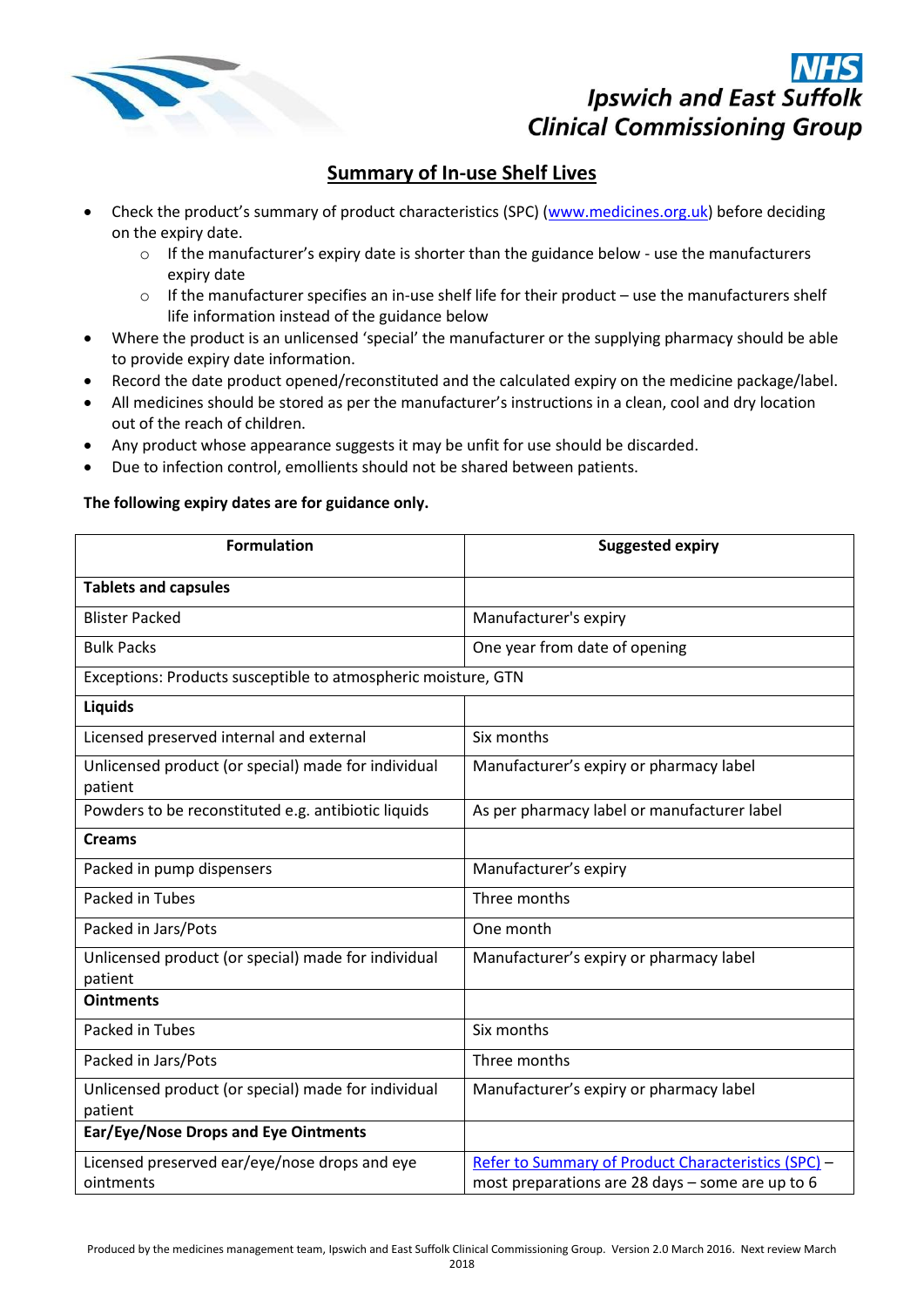NHS
Ipswich and East Suffolk
Clinical Commissioning Group

## Summary of In-use Shelf Lives

- Check the product's summary of product characteristics (SPC) (www.medicines.org.uk) before deciding on the expiry date.
  - If the manufacturer's expiry date is shorter than the guidance below - use the manufacturers expiry date
  - If the manufacturer specifies an in-use shelf life for their product – use the manufacturers shelf life information instead of the guidance below
- Where the product is an unlicensed 'special' the manufacturer or the supplying pharmacy should be able to provide expiry date information.
- Record the date product opened/reconstituted and the calculated expiry on the medicine package/label.
- All medicines should be stored as per the manufacturer's instructions in a clean, cool and dry location out of the reach of children.
- Any product whose appearance suggests it may be unfit for use should be discarded.
- Due to infection control, emollients should not be shared between patients.

**The following expiry dates are for guidance only.**

| Formulation | Suggested expiry |
|---|---|
| **Tablets and capsules** | |
| Blister Packed | Manufacturer's expiry |
| Bulk Packs | One year from date of opening |
| Exceptions: Products susceptible to atmospheric moisture, GTN | |
| **Liquids** | |
| Licensed preserved internal and external | Six months |
| Unlicensed product (or special) made for individual patient | Manufacturer's expiry or pharmacy label |
| Powders to be reconstituted e.g. antibiotic liquids | As per pharmacy label or manufacturer label |
| **Creams** | |
| Packed in pump dispensers | Manufacturer's expiry |
| Packed in Tubes | Three months |
| Packed in Jars/Pots | One month |
| Unlicensed product (or special) made for individual patient | Manufacturer's expiry or pharmacy label |
| **Ointments** | |
| Packed in Tubes | Six months |
| Packed in Jars/Pots | Three months |
| Unlicensed product (or special) made for individual patient | Manufacturer's expiry or pharmacy label |
| **Ear/Eye/Nose Drops and Eye Ointments** | |
| Licensed preserved ear/eye/nose drops and eye ointments | Refer to Summary of Product Characteristics (SPC) – most preparations are 28 days – some are up to 6 |

Produced by the medicines management team, Ipswich and East Suffolk Clinical Commissioning Group. Version 2.0 March 2016. Next review March 2018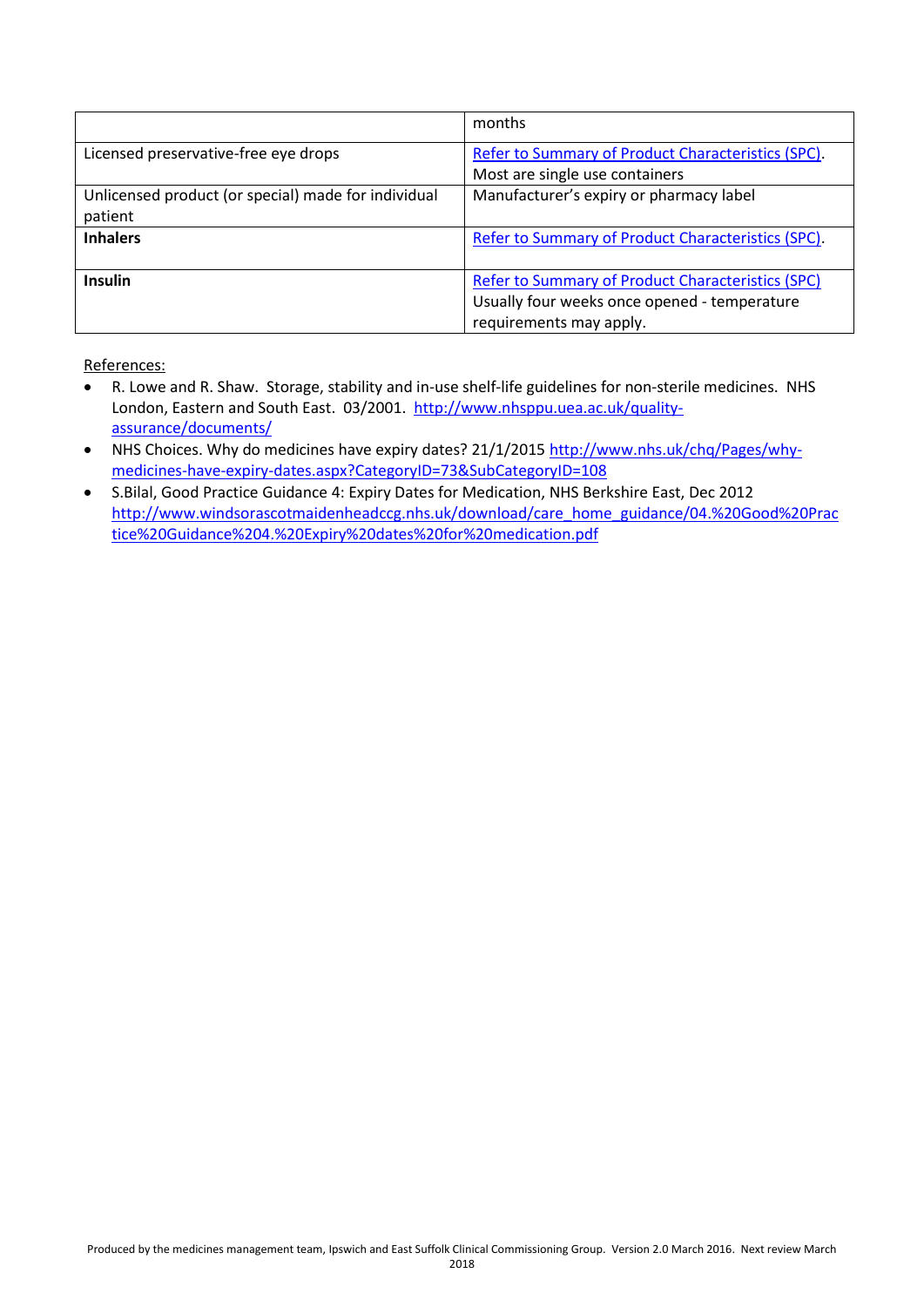| | |
|---|---|
| | months |
| Licensed preservative-free eye drops | Refer to Summary of Product Characteristics (SPC). Most are single use containers |
| Unlicensed product (or special) made for individual patient | Manufacturer's expiry or pharmacy label |
| **Inhalers** | Refer to Summary of Product Characteristics (SPC). |
| **Insulin** | Refer to Summary of Product Characteristics (SPC) Usually four weeks once opened - temperature requirements may apply. |

References:

- R. Lowe and R. Shaw. Storage, stability and in-use shelf-life guidelines for non-sterile medicines. NHS London, Eastern and South East. 03/2001. http://www.nhsppu.uea.ac.uk/quality-assurance/documents/
- NHS Choices. Why do medicines have expiry dates? 21/1/2015 http://www.nhs.uk/chq/Pages/why-medicines-have-expiry-dates.aspx?CategoryID=73&SubCategoryID=108
- S.Bilal, Good Practice Guidance 4: Expiry Dates for Medication, NHS Berkshire East, Dec 2012 http://www.windsorascotmaidenheadccg.nhs.uk/download/care_home_guidance/04.%20Good%20Practice%20Guidance%204.%20Expiry%20dates%20for%20medication.pdf

Produced by the medicines management team, Ipswich and East Suffolk Clinical Commissioning Group. Version 2.0 March 2016. Next review March 2018